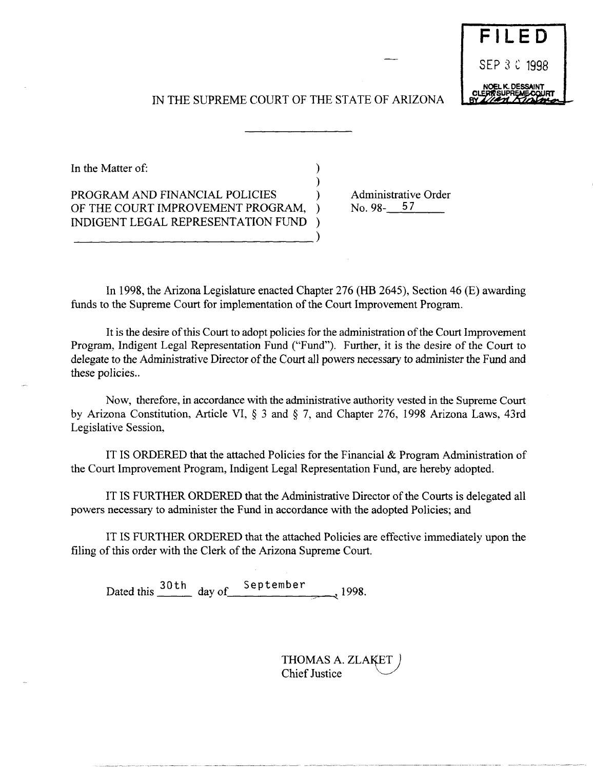FILED

SEP 30 1998

NOEL K. DESSAINT
CLERK SUPREME COURT
BY

IN THE SUPREME COURT OF THE STATE OF ARIZONA

In the Matter of:

PROGRAM AND FINANCIAL POLICIES OF THE COURT IMPROVEMENT PROGRAM, INDIGENT LEGAL REPRESENTATION FUND

Administrative Order No. 98- 57

In 1998, the Arizona Legislature enacted Chapter 276 (HB 2645), Section 46 (E) awarding funds to the Supreme Court for implementation of the Court Improvement Program.

It is the desire of this Court to adopt policies for the administration of the Court Improvement Program, Indigent Legal Representation Fund ("Fund"). Further, it is the desire of the Court to delegate to the Administrative Director of the Court all powers necessary to administer the Fund and these policies..

Now, therefore, in accordance with the administrative authority vested in the Supreme Court by Arizona Constitution, Article VI, § 3 and § 7, and Chapter 276, 1998 Arizona Laws, 43rd Legislative Session,

IT IS ORDERED that the attached Policies for the Financial & Program Administration of the Court Improvement Program, Indigent Legal Representation Fund, are hereby adopted.

IT IS FURTHER ORDERED that the Administrative Director of the Courts is delegated all powers necessary to administer the Fund in accordance with the adopted Policies; and

IT IS FURTHER ORDERED that the attached Policies are effective immediately upon the filing of this order with the Clerk of the Arizona Supreme Court.

Dated this 30th day of September, 1998.

THOMAS A. ZLAKET
Chief Justice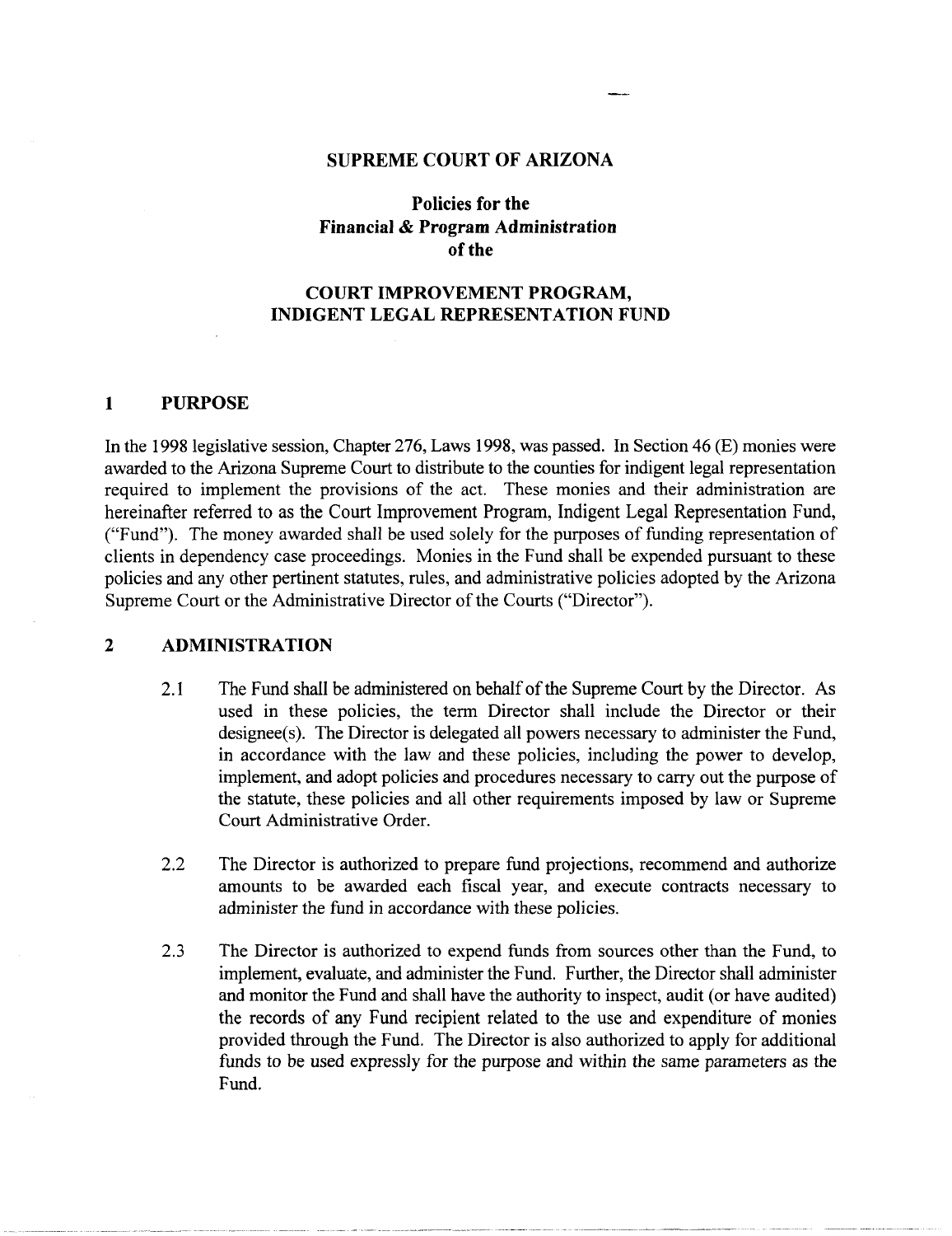# SUPREME COURT OF ARIZONA

## Policies for the Financial & Program Administration of the

## COURT IMPROVEMENT PROGRAM, INDIGENT LEGAL REPRESENTATION FUND

### 1 PURPOSE

In the 1998 legislative session, Chapter 276, Laws 1998, was passed. In Section 46 (E) monies were awarded to the Arizona Supreme Court to distribute to the counties for indigent legal representation required to implement the provisions of the act. These monies and their administration are hereinafter referred to as the Court Improvement Program, Indigent Legal Representation Fund, ("Fund"). The money awarded shall be used solely for the purposes of funding representation of clients in dependency case proceedings. Monies in the Fund shall be expended pursuant to these policies and any other pertinent statutes, rules, and administrative policies adopted by the Arizona Supreme Court or the Administrative Director of the Courts ("Director").

### 2 ADMINISTRATION

2.1 The Fund shall be administered on behalf of the Supreme Court by the Director. As used in these policies, the term Director shall include the Director or their designee(s). The Director is delegated all powers necessary to administer the Fund, in accordance with the law and these policies, including the power to develop, implement, and adopt policies and procedures necessary to carry out the purpose of the statute, these policies and all other requirements imposed by law or Supreme Court Administrative Order.

2.2 The Director is authorized to prepare fund projections, recommend and authorize amounts to be awarded each fiscal year, and execute contracts necessary to administer the fund in accordance with these policies.

2.3 The Director is authorized to expend funds from sources other than the Fund, to implement, evaluate, and administer the Fund. Further, the Director shall administer and monitor the Fund and shall have the authority to inspect, audit (or have audited) the records of any Fund recipient related to the use and expenditure of monies provided through the Fund. The Director is also authorized to apply for additional funds to be used expressly for the purpose and within the same parameters as the Fund.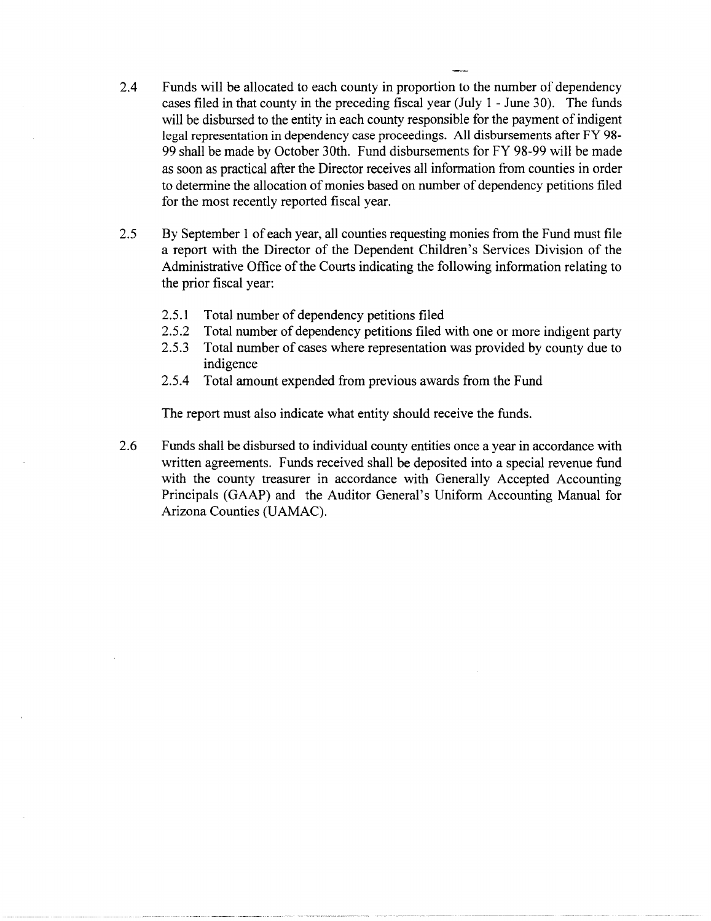2.4 Funds will be allocated to each county in proportion to the number of dependency cases filed in that county in the preceding fiscal year (July 1 - June 30). The funds will be disbursed to the entity in each county responsible for the payment of indigent legal representation in dependency case proceedings. All disbursements after FY 98-99 shall be made by October 30th. Fund disbursements for FY 98-99 will be made as soon as practical after the Director receives all information from counties in order to determine the allocation of monies based on number of dependency petitions filed for the most recently reported fiscal year.

2.5 By September 1 of each year, all counties requesting monies from the Fund must file a report with the Director of the Dependent Children's Services Division of the Administrative Office of the Courts indicating the following information relating to the prior fiscal year:

- 2.5.1 Total number of dependency petitions filed
- 2.5.2 Total number of dependency petitions filed with one or more indigent party
- 2.5.3 Total number of cases where representation was provided by county due to indigence
- 2.5.4 Total amount expended from previous awards from the Fund

The report must also indicate what entity should receive the funds.

2.6 Funds shall be disbursed to individual county entities once a year in accordance with written agreements. Funds received shall be deposited into a special revenue fund with the county treasurer in accordance with Generally Accepted Accounting Principals (GAAP) and the Auditor General's Uniform Accounting Manual for Arizona Counties (UAMAC).